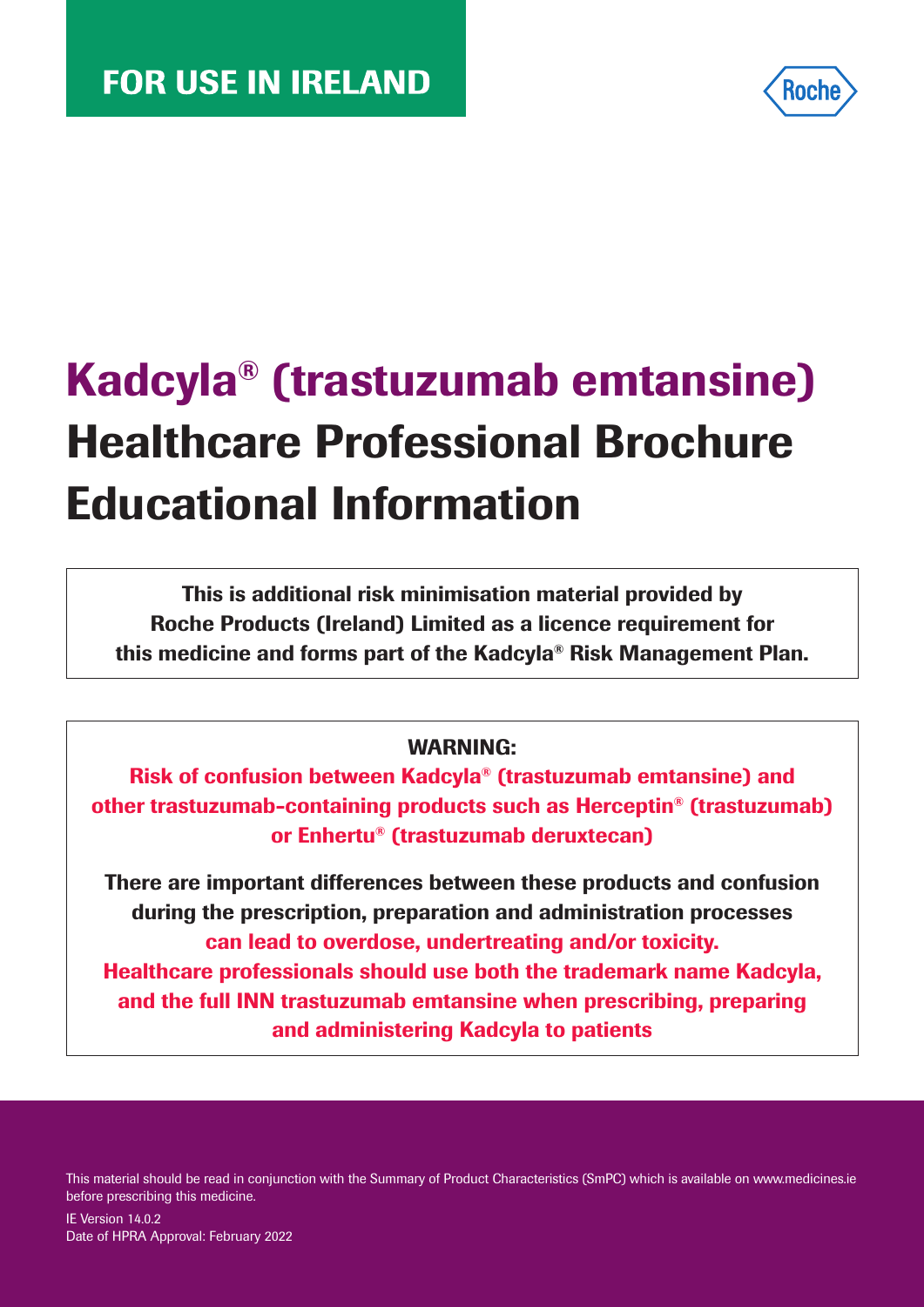**FOR USE IN IRELAND**

Roche

# Kadcyla® (trastuzumab emtansine) Healthcare Professional Brochure Educational Information

**This is additional risk minimisation material provided by Roche Products (Ireland) Limited as a licence requirement for this medicine and forms part of the Kadcyla® Risk Management Plan.**

**WARNING:**

**Risk of confusion between Kadcyla® (trastuzumab emtansine) and other trastuzumab-containing products such as Herceptin® (trastuzumab) or Enhertu® (trastuzumab deruxtecan)**

**There are important differences between these products and confusion during the prescription, preparation and administration processes can lead to overdose, undertreating and/or toxicity. Healthcare professionals should use both the trademark name Kadcyla, and the full INN trastuzumab emtansine when prescribing, preparing and administering Kadcyla to patients**

This material should be read in conjunction with the Summary of Product Characteristics (SmPC) which is available on www.medicines.ie before prescribing this medicine.

IE Version 14.0.2
Date of HPRA Approval: February 2022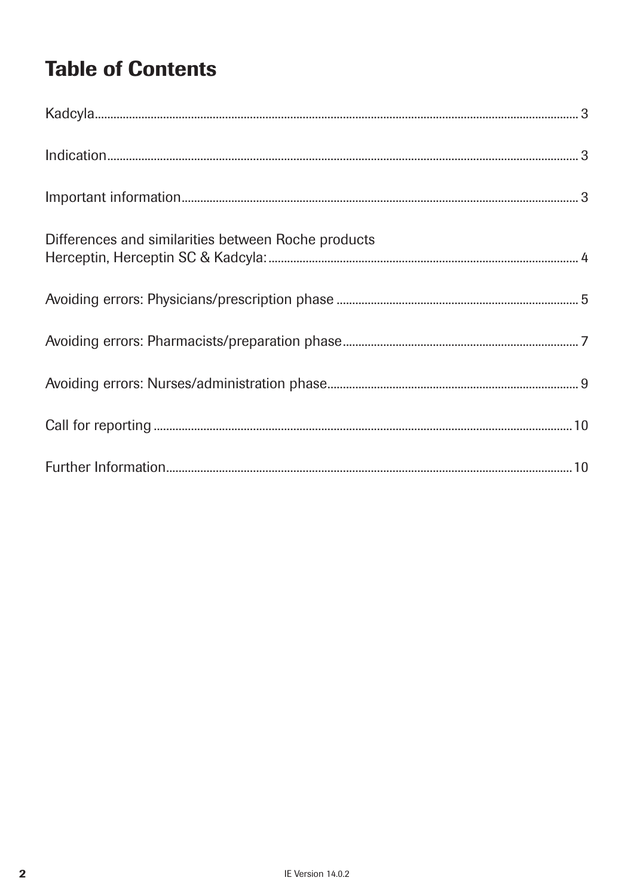# Table of Contents

Kadcyla ... 3

Indication ... 3

Important information ... 3

Differences and similarities between Roche products Herceptin, Herceptin SC & Kadcyla: ... 4

Avoiding errors: Physicians/prescription phase ... 5

Avoiding errors: Pharmacists/preparation phase ... 7

Avoiding errors: Nurses/administration phase ... 9

Call for reporting ... 10

Further Information ... 10

IE Version 14.0.2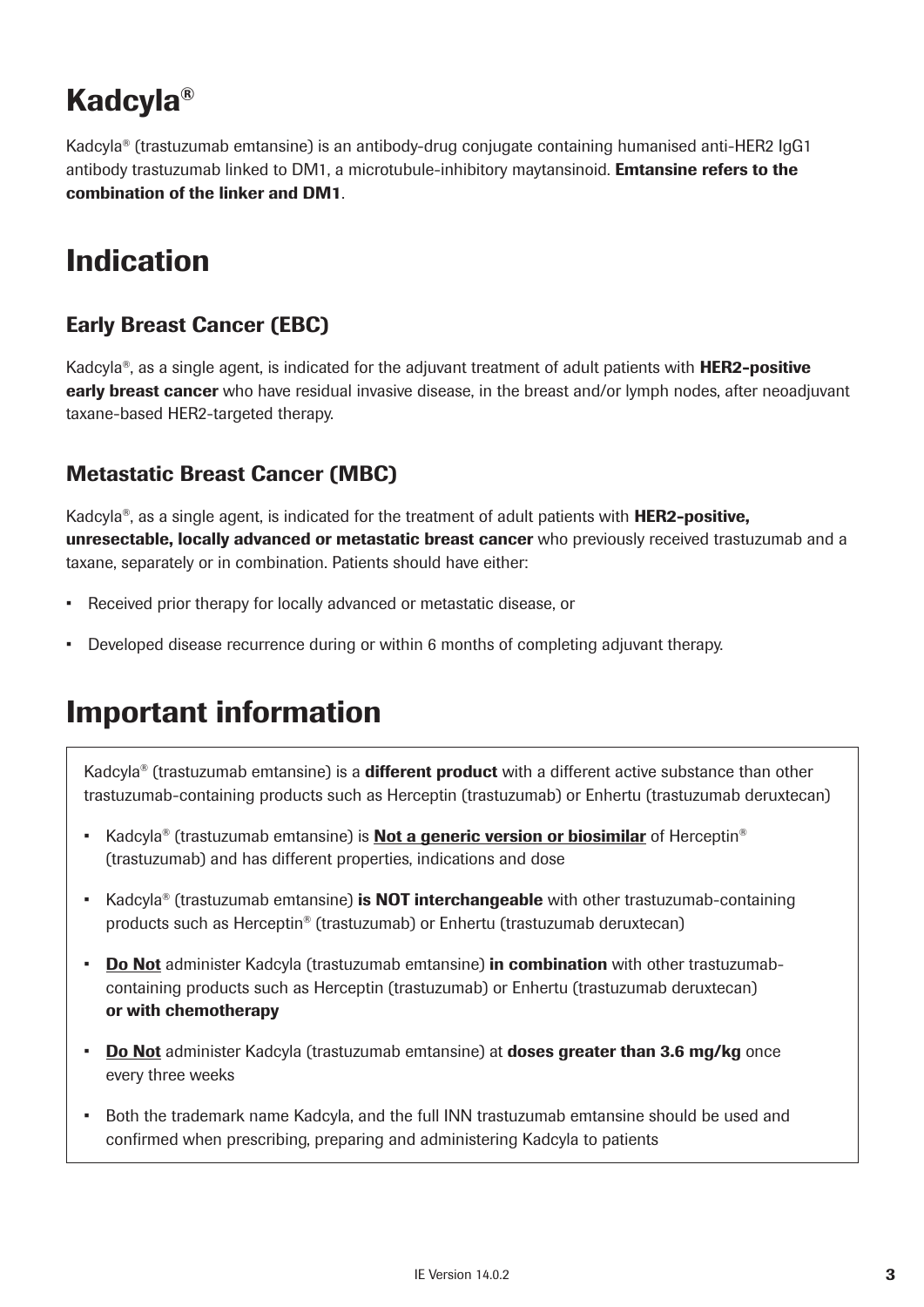# Kadcyla®

Kadcyla® (trastuzumab emtansine) is an antibody-drug conjugate containing humanised anti-HER2 IgG1 antibody trastuzumab linked to DM1, a microtubule-inhibitory maytansinoid. **Emtansine refers to the combination of the linker and DM1**.

# Indication

## Early Breast Cancer (EBC)

Kadcyla®, as a single agent, is indicated for the adjuvant treatment of adult patients with **HER2-positive early breast cancer** who have residual invasive disease, in the breast and/or lymph nodes, after neoadjuvant taxane-based HER2-targeted therapy.

## Metastatic Breast Cancer (MBC)

Kadcyla®, as a single agent, is indicated for the treatment of adult patients with **HER2-positive, unresectable, locally advanced or metastatic breast cancer** who previously received trastuzumab and a taxane, separately or in combination. Patients should have either:

- Received prior therapy for locally advanced or metastatic disease, or
- Developed disease recurrence during or within 6 months of completing adjuvant therapy.

# Important information

Kadcyla® (trastuzumab emtansine) is a **different product** with a different active substance than other trastuzumab-containing products such as Herceptin (trastuzumab) or Enhertu (trastuzumab deruxtecan)

- Kadcyla® (trastuzumab emtansine) is **<u>Not a generic version or biosimilar</u>** of Herceptin® (trastuzumab) and has different properties, indications and dose
- Kadcyla® (trastuzumab emtansine) **is NOT interchangeable** with other trastuzumab-containing products such as Herceptin® (trastuzumab) or Enhertu (trastuzumab deruxtecan)
- **<u>Do Not</u>** administer Kadcyla (trastuzumab emtansine) **in combination** with other trastuzumab-containing products such as Herceptin (trastuzumab) or Enhertu (trastuzumab deruxtecan) **or with chemotherapy**
- **<u>Do Not</u>** administer Kadcyla (trastuzumab emtansine) at **doses greater than 3.6 mg/kg** once every three weeks
- Both the trademark name Kadcyla, and the full INN trastuzumab emtansine should be used and confirmed when prescribing, preparing and administering Kadcyla to patients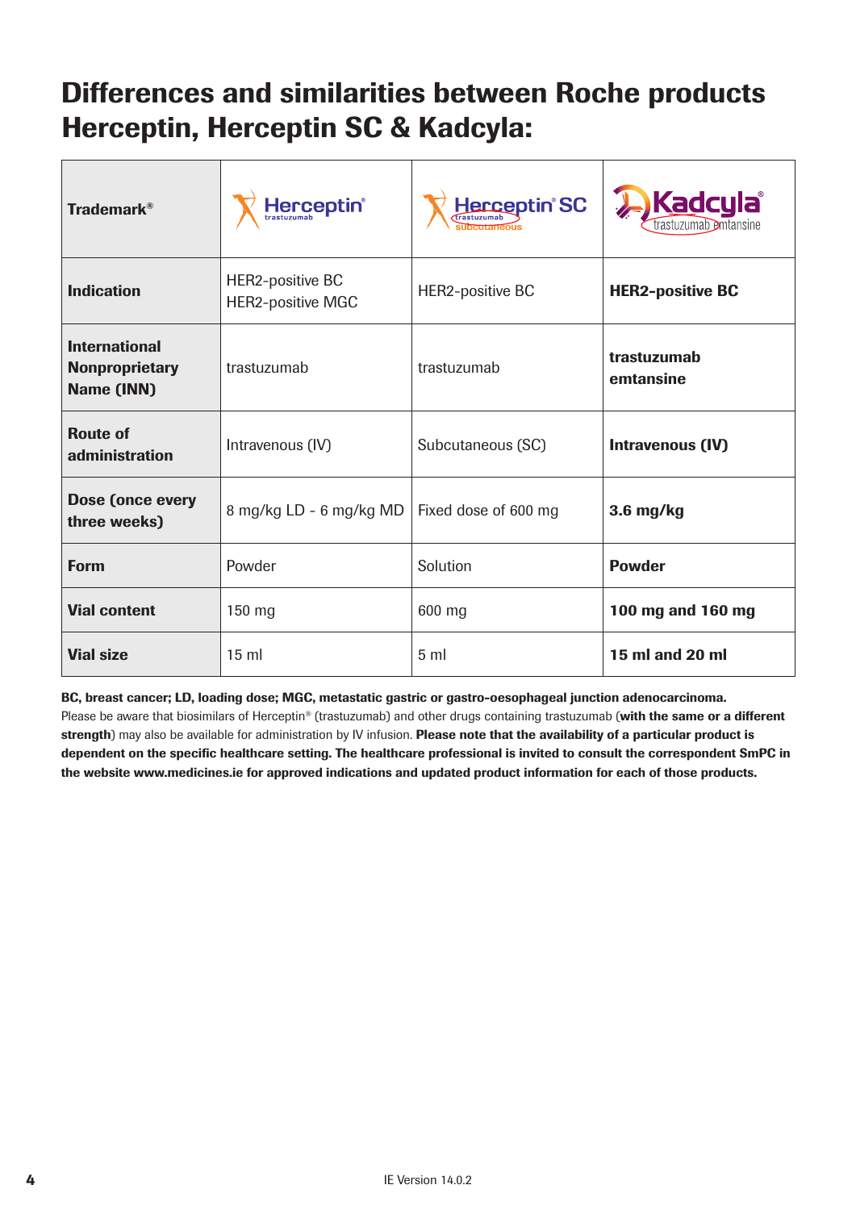# Differences and similarities between Roche products Herceptin, Herceptin SC & Kadcyla:

| Trademark® | Herceptin® trastuzumab | Herceptin® SC trastuzumab subcutaneous | Kadcyla® trastuzumab emtansine |
|---|---|---|---|
| **Indication** | HER2-positive BC<br>HER2-positive MGC | HER2-positive BC | **HER2-positive BC** |
| **International Nonproprietary Name (INN)** | trastuzumab | trastuzumab | **trastuzumab emtansine** |
| **Route of administration** | Intravenous (IV) | Subcutaneous (SC) | **Intravenous (IV)** |
| **Dose (once every three weeks)** | 8 mg/kg LD - 6 mg/kg MD | Fixed dose of 600 mg | **3.6 mg/kg** |
| **Form** | Powder | Solution | **Powder** |
| **Vial content** | 150 mg | 600 mg | **100 mg and 160 mg** |
| **Vial size** | 15 ml | 5 ml | **15 ml and 20 ml** |

**BC, breast cancer; LD, loading dose; MGC, metastatic gastric or gastro-oesophageal junction adenocarcinoma.**
Please be aware that biosimilars of Herceptin® (trastuzumab) and other drugs containing trastuzumab (**with the same or a different strength**) may also be available for administration by IV infusion. **Please note that the availability of a particular product is dependent on the specific healthcare setting. The healthcare professional is invited to consult the correspondent SmPC in the website www.medicines.ie for approved indications and updated product information for each of those products.**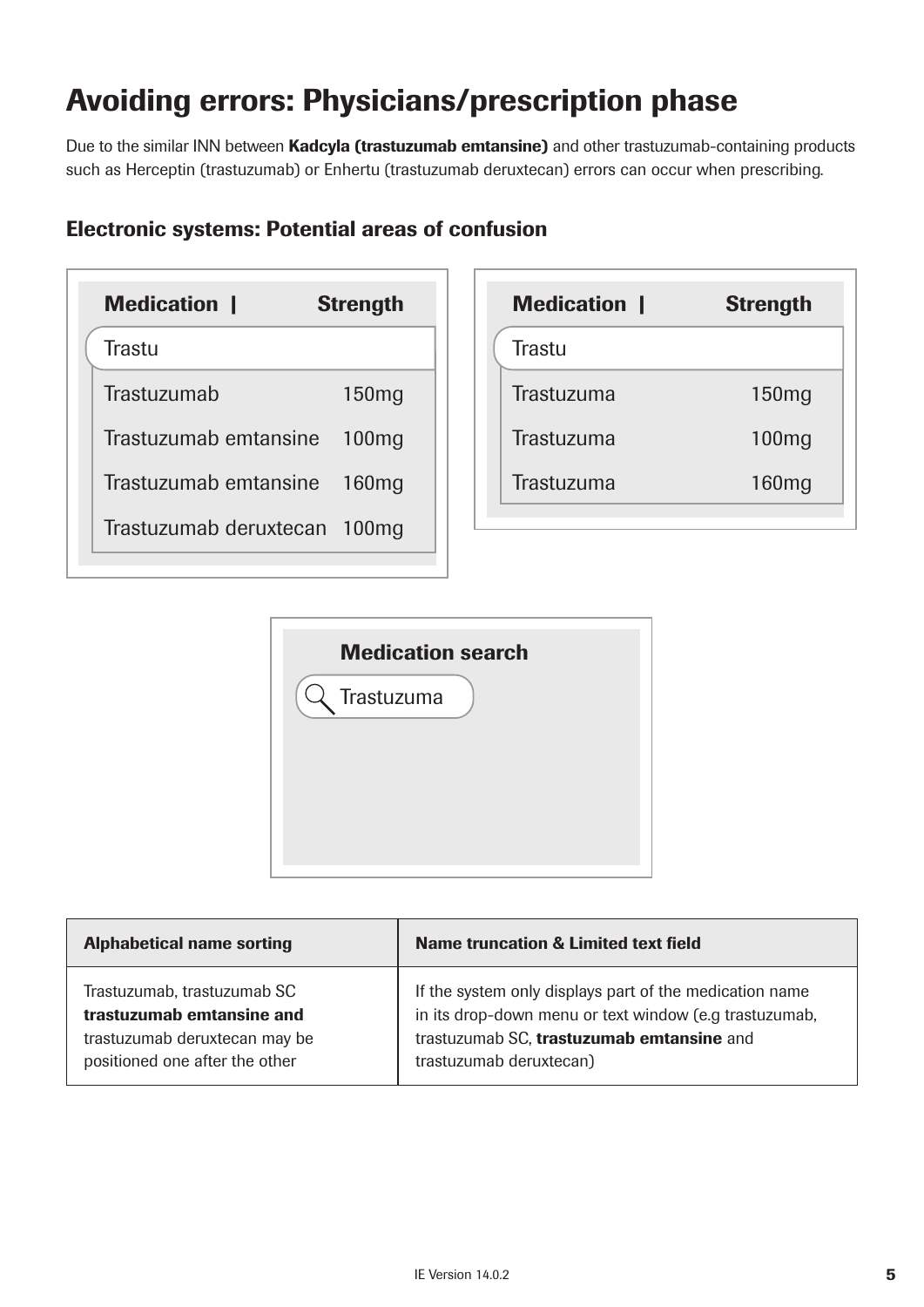# Avoiding errors: Physicians/prescription phase

Due to the similar INN between **Kadcyla (trastuzumab emtansine)** and other trastuzumab-containing products such as Herceptin (trastuzumab) or Enhertu (trastuzumab deruxtecan) errors can occur when prescribing.

## Electronic systems: Potential areas of confusion

| Medication | Strength |
|---|---|
| Trastu | |
| Trastuzumab | 150mg |
| Trastuzumab emtansine | 100mg |
| Trastuzumab emtansine | 160mg |
| Trastuzumab deruxtecan | 100mg |

| Medication | Strength |
|---|---|
| Trastu | |
| Trastuzuma | 150mg |
| Trastuzuma | 100mg |
| Trastuzuma | 160mg |

**Medication search**

Trastuzuma

| Alphabetical name sorting | Name truncation & Limited text field |
|---|---|
| Trastuzumab, trastuzumab SC **trastuzumab emtansine and** trastuzumab deruxtecan may be positioned one after the other | If the system only displays part of the medication name in its drop-down menu or text window (e.g trastuzumab, trastuzumab SC, **trastuzumab emtansine** and trastuzumab deruxtecan) |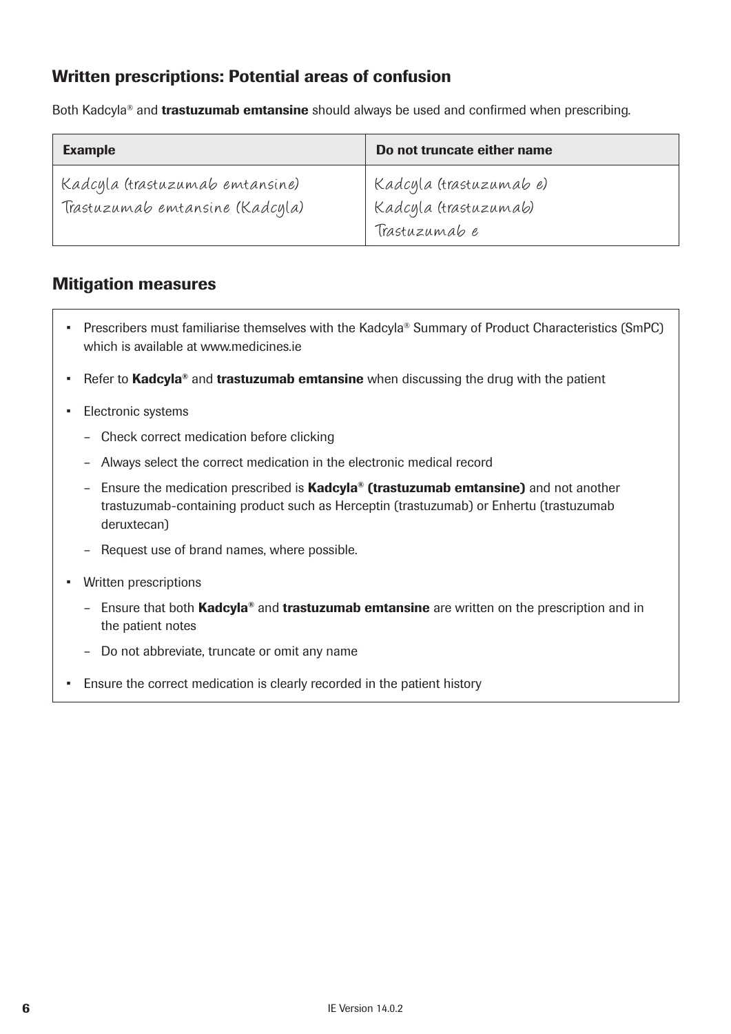## Written prescriptions: Potential areas of confusion

Both Kadcyla® and **trastuzumab emtansine** should always be used and confirmed when prescribing.

| Example | Do not truncate either name |
| --- | --- |
| Kadcyla (trastuzumab emtansine)<br>Trastuzumab emtansine (Kadcyla) | Kadcyla (trastuzumab e)<br>Kadcyla (trastuzumab)<br>Trastuzumab e |

## Mitigation measures

- Prescribers must familiarise themselves with the Kadcyla® Summary of Product Characteristics (SmPC) which is available at www.medicines.ie
- Refer to **Kadcyla®** and **trastuzumab emtansine** when discussing the drug with the patient
- Electronic systems
  - Check correct medication before clicking
  - Always select the correct medication in the electronic medical record
  - Ensure the medication prescribed is **Kadcyla® (trastuzumab emtansine)** and not another trastuzumab-containing product such as Herceptin (trastuzumab) or Enhertu (trastuzumab deruxtecan)
  - Request use of brand names, where possible.
- Written prescriptions
  - Ensure that both **Kadcyla®** and **trastuzumab emtansine** are written on the prescription and in the patient notes
  - Do not abbreviate, truncate or omit any name
- Ensure the correct medication is clearly recorded in the patient history

IE Version 14.0.2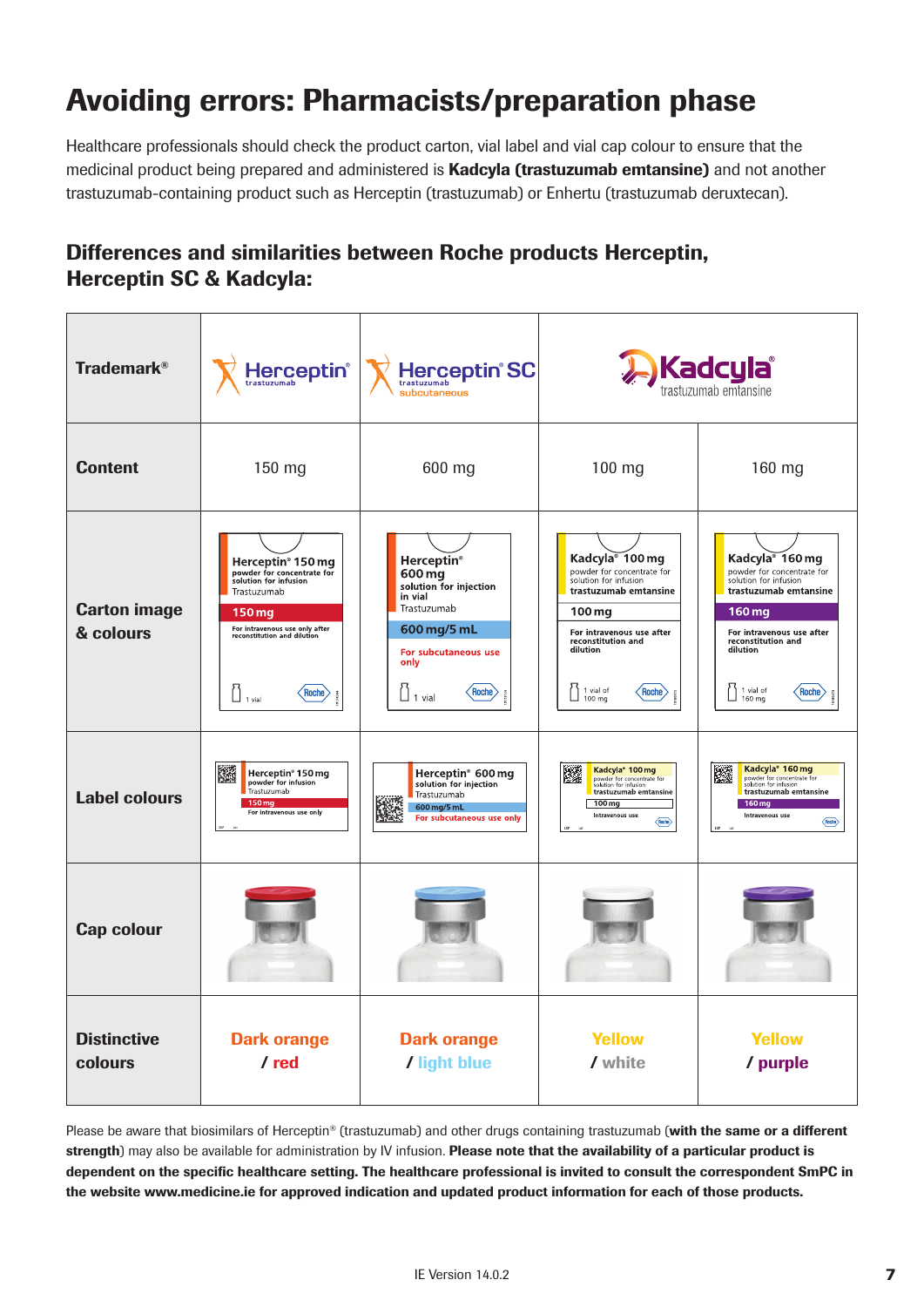# Avoiding errors: Pharmacists/preparation phase

Healthcare professionals should check the product carton, vial label and vial cap colour to ensure that the medicinal product being prepared and administered is **Kadcyla (trastuzumab emtansine)** and not another trastuzumab-containing product such as Herceptin (trastuzumab) or Enhertu (trastuzumab deruxtecan).

## Differences and similarities between Roche products Herceptin, Herceptin SC & Kadcyla:

| Trademark® | Herceptin® trastuzumab | Herceptin® SC trastuzumab subcutaneous | Kadcyla® trastuzumab emtansine | |
|---|---|---|---|---|
| **Content** | 150 mg | 600 mg | 100 mg | 160 mg |
| **Carton image & colours** | Herceptin® 150 mg powder for concentrate for solution for infusion Trastuzumab 150 mg For intravenous use only after reconstitution and dilution 1 vial Roche | Herceptin® 600 mg solution for injection in vial Trastuzumab 600 mg/5 mL For subcutaneous use only 1 vial Roche | Kadcyla® 100 mg powder for concentrate for solution for infusion trastuzumab emtansine 100 mg For intravenous use after reconstitution and dilution 1 vial of 100 mg Roche | Kadcyla® 160 mg powder for concentrate for solution for infusion trastuzumab emtansine 160 mg For intravenous use after reconstitution and dilution 1 vial of 160 mg Roche |
| **Label colours** | Herceptin® 150 mg powder for infusion Trastuzumab 150 mg For intravenous use only | Herceptin® 600 mg solution for injection Trastuzumab 600 mg/5 mL For subcutaneous use only | Kadcyla® 100 mg powder for concentrate for solution for infusion trastuzumab emtansine 100 mg Intravenous use Roche | Kadcyla® 160 mg powder for concentrate for solution for infusion trastuzumab emtansine 160 mg Intravenous use Roche |
| **Cap colour** | | | | |
| **Distinctive colours** | Dark orange / red | Dark orange / light blue | Yellow / white | Yellow / purple |

Please be aware that biosimilars of Herceptin® (trastuzumab) and other drugs containing trastuzumab (**with the same or a different strength**) may also be available for administration by IV infusion. **Please note that the availability of a particular product is dependent on the specific healthcare setting. The healthcare professional is invited to consult the correspondent SmPC in the website www.medicine.ie for approved indication and updated product information for each of those products.**

IE Version 14.0.2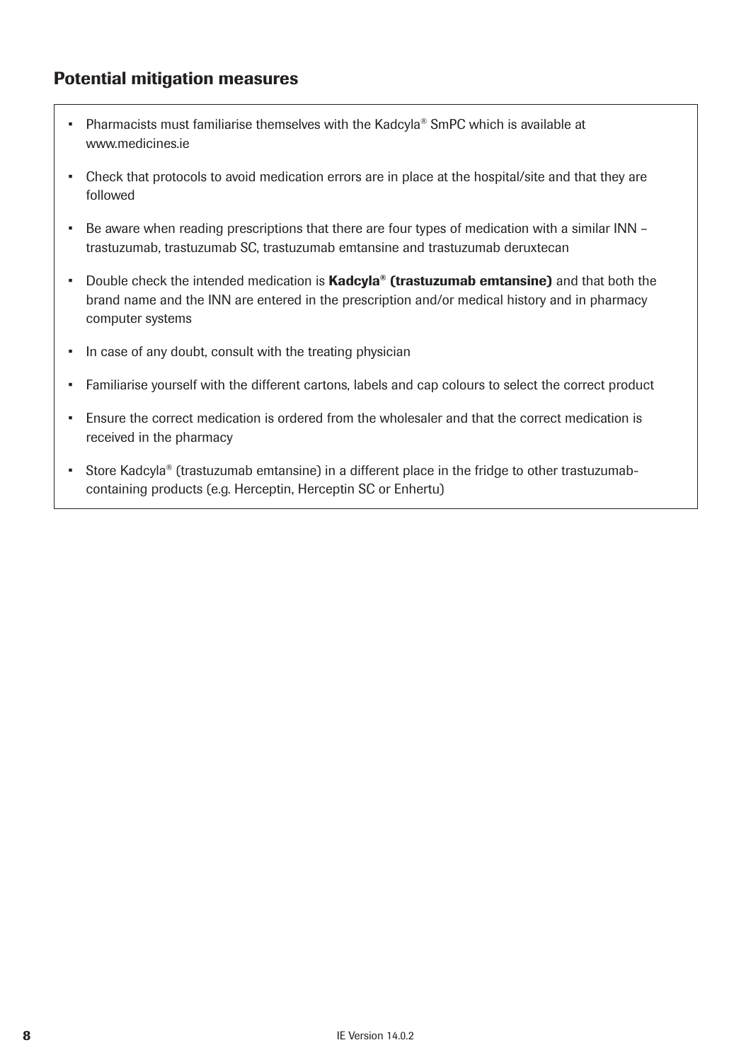## Potential mitigation measures

- Pharmacists must familiarise themselves with the Kadcyla® SmPC which is available at www.medicines.ie
- Check that protocols to avoid medication errors are in place at the hospital/site and that they are followed
- Be aware when reading prescriptions that there are four types of medication with a similar INN – trastuzumab, trastuzumab SC, trastuzumab emtansine and trastuzumab deruxtecan
- Double check the intended medication is **Kadcyla® (trastuzumab emtansine)** and that both the brand name and the INN are entered in the prescription and/or medical history and in pharmacy computer systems
- In case of any doubt, consult with the treating physician
- Familiarise yourself with the different cartons, labels and cap colours to select the correct product
- Ensure the correct medication is ordered from the wholesaler and that the correct medication is received in the pharmacy
- Store Kadcyla® (trastuzumab emtansine) in a different place in the fridge to other trastuzumab-containing products (e.g. Herceptin, Herceptin SC or Enhertu)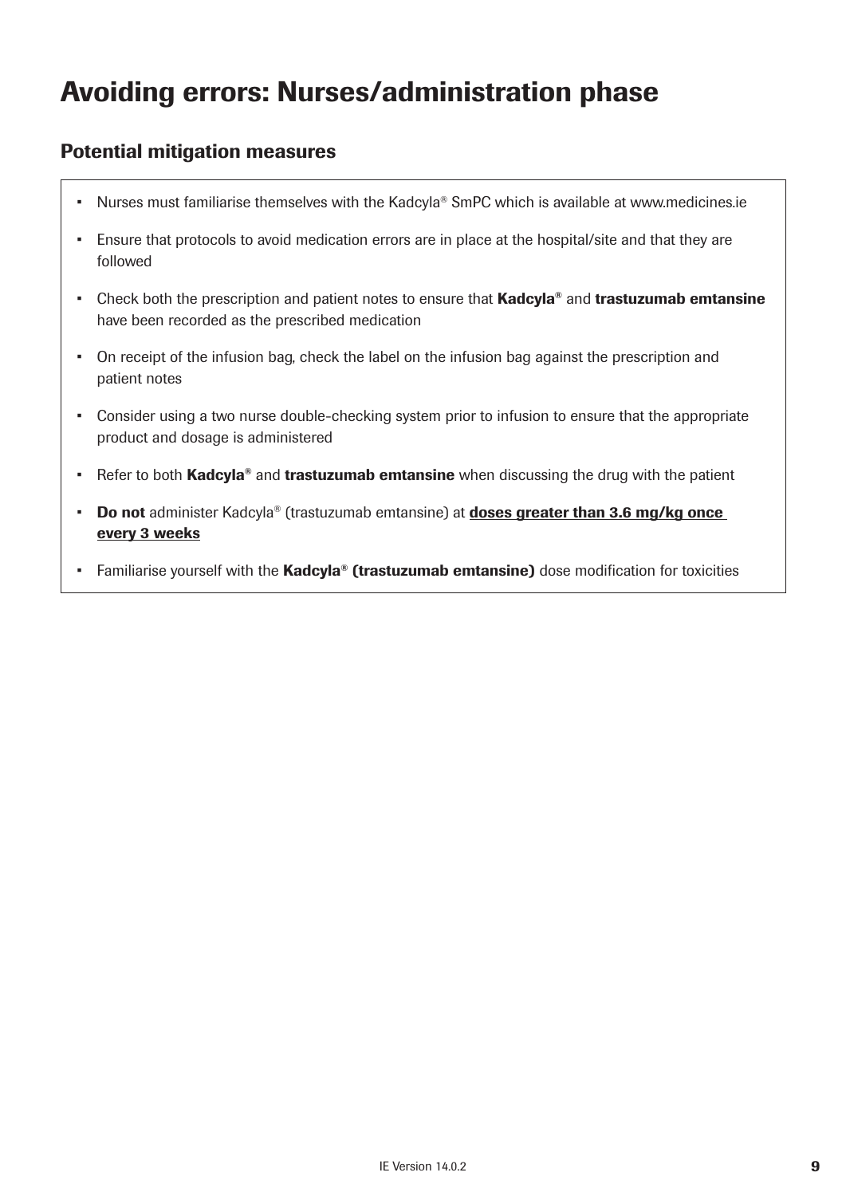# Avoiding errors: Nurses/administration phase

## Potential mitigation measures

- Nurses must familiarise themselves with the Kadcyla® SmPC which is available at www.medicines.ie
- Ensure that protocols to avoid medication errors are in place at the hospital/site and that they are followed
- Check both the prescription and patient notes to ensure that **Kadcyla®** and **trastuzumab emtansine** have been recorded as the prescribed medication
- On receipt of the infusion bag, check the label on the infusion bag against the prescription and patient notes
- Consider using a two nurse double-checking system prior to infusion to ensure that the appropriate product and dosage is administered
- Refer to both **Kadcyla®** and **trastuzumab emtansine** when discussing the drug with the patient
- **Do not** administer Kadcyla® (trastuzumab emtansine) at **<u>doses greater than 3.6 mg/kg once every 3 weeks</u>**
- Familiarise yourself with the **Kadcyla® (trastuzumab emtansine)** dose modification for toxicities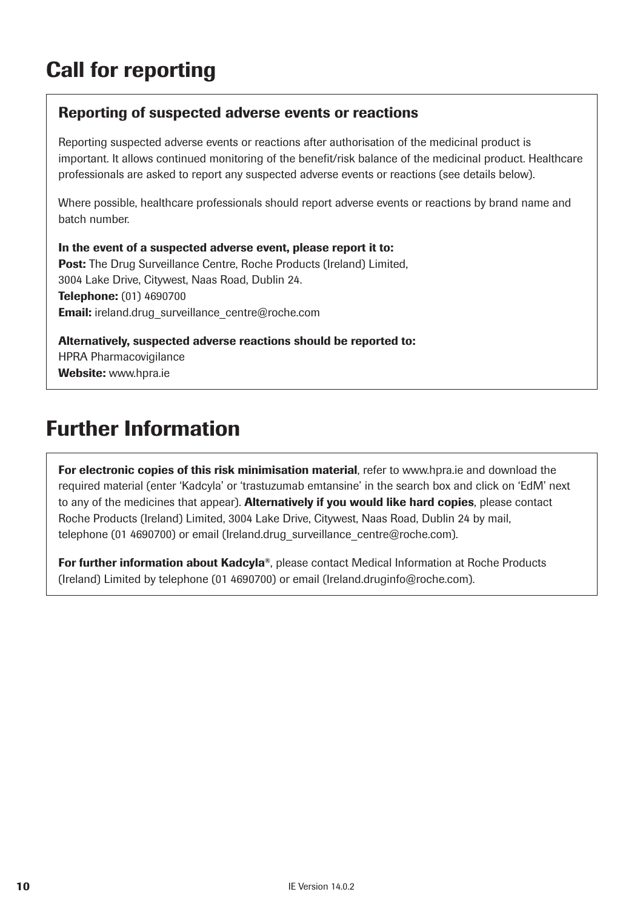## Call for reporting

### Reporting of suspected adverse events or reactions

Reporting suspected adverse events or reactions after authorisation of the medicinal product is important. It allows continued monitoring of the benefit/risk balance of the medicinal product. Healthcare professionals are asked to report any suspected adverse events or reactions (see details below).

Where possible, healthcare professionals should report adverse events or reactions by brand name and batch number.

**In the event of a suspected adverse event, please report it to:**
**Post:** The Drug Surveillance Centre, Roche Products (Ireland) Limited, 3004 Lake Drive, Citywest, Naas Road, Dublin 24.
**Telephone:** (01) 4690700
**Email:** ireland.drug_surveillance_centre@roche.com

**Alternatively, suspected adverse reactions should be reported to:**
HPRA Pharmacovigilance
**Website:** www.hpra.ie

## Further Information

**For electronic copies of this risk minimisation material**, refer to www.hpra.ie and download the required material (enter 'Kadcyla' or 'trastuzumab emtansine' in the search box and click on 'EdM' next to any of the medicines that appear). **Alternatively if you would like hard copies**, please contact Roche Products (Ireland) Limited, 3004 Lake Drive, Citywest, Naas Road, Dublin 24 by mail, telephone (01 4690700) or email (Ireland.drug_surveillance_centre@roche.com).

**For further information about Kadcyla®**, please contact Medical Information at Roche Products (Ireland) Limited by telephone (01 4690700) or email (Ireland.druginfo@roche.com).

IE Version 14.0.2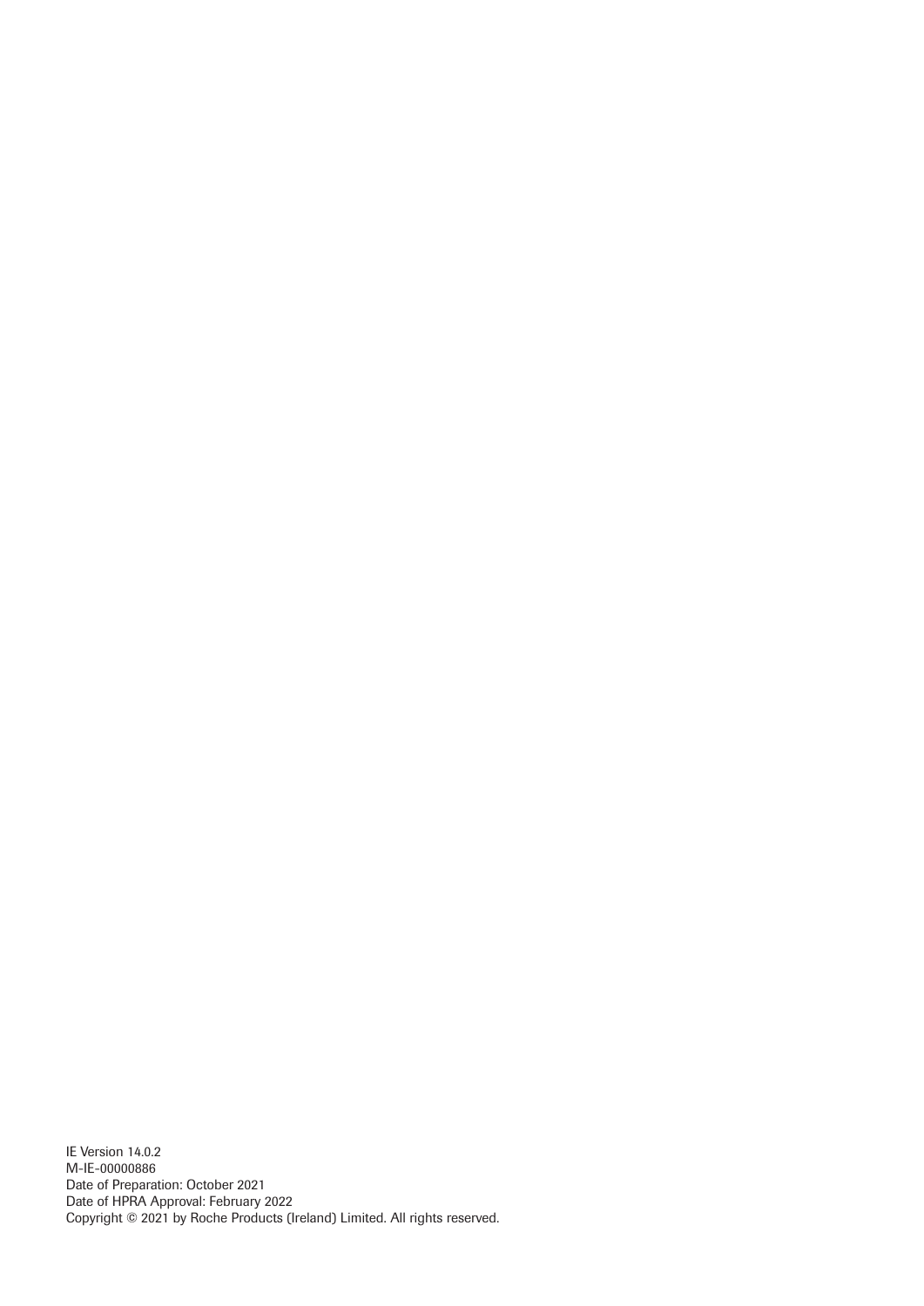IE Version 14.0.2
M-IE-00000886
Date of Preparation: October 2021
Date of HPRA Approval: February 2022
Copyright © 2021 by Roche Products (Ireland) Limited. All rights reserved.